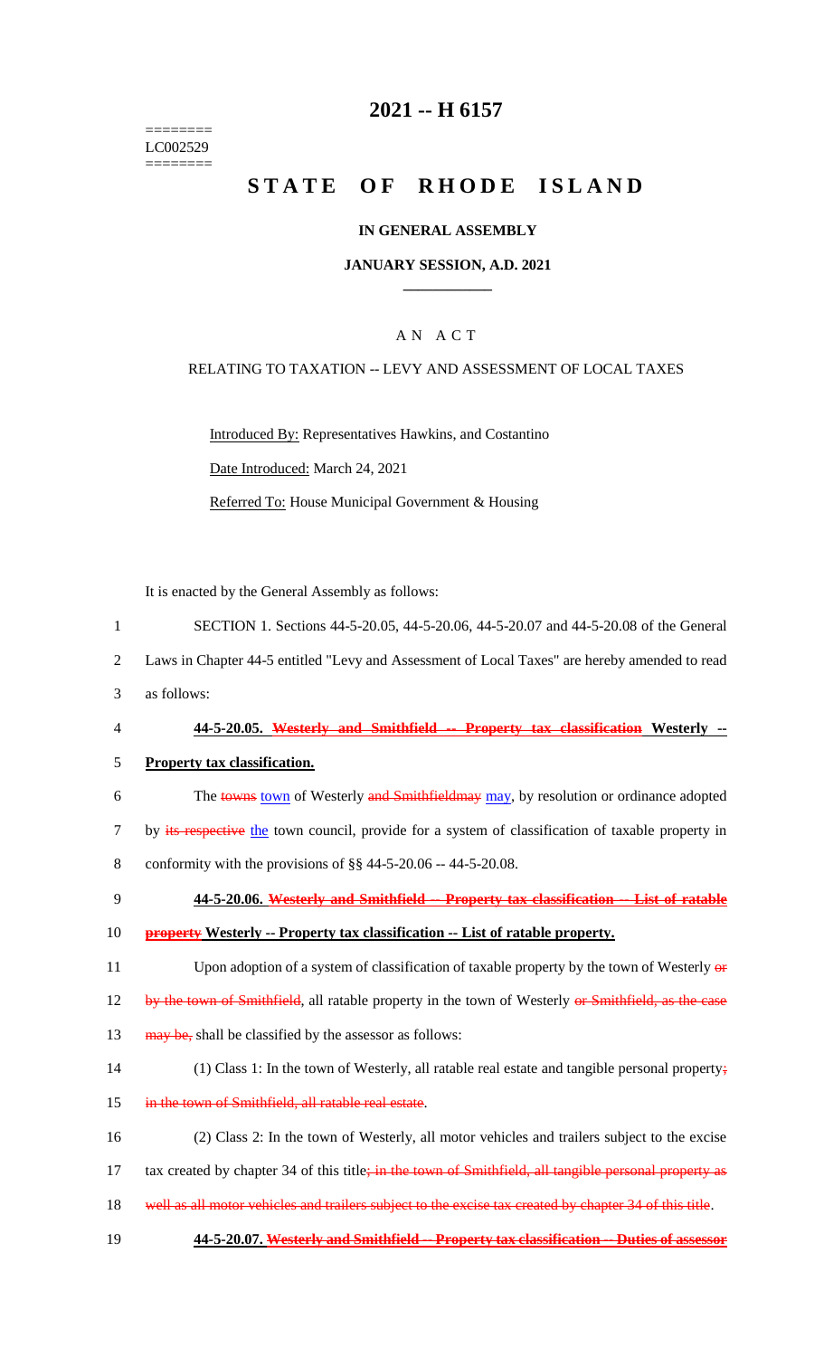========
LC002529
========

# 2021 -- H 6157

# STATE OF RHODE ISLAND

## IN GENERAL ASSEMBLY

### JANUARY SESSION, A.D. 2021

---

## A N A C T

RELATING TO TAXATION -- LEVY AND ASSESSMENT OF LOCAL TAXES

Introduced By: Representatives Hawkins, and Costantino

Date Introduced: March 24, 2021

Referred To: House Municipal Government & Housing

It is enacted by the General Assembly as follows:

1 SECTION 1. Sections 44-5-20.05, 44-5-20.06, 44-5-20.07 and 44-5-20.08 of the General
2 Laws in Chapter 44-5 entitled "Levy and Assessment of Local Taxes" are hereby amended to read
3 as follows:

4 **44-5-20.05. ~~Westerly and Smithfield -- Property tax classification~~ Westerly --**
5 **Property tax classification.**

6 The ~~towns~~ town of Westerly ~~and Smithfieldmay~~ may, by resolution or ordinance adopted
7 by ~~its respective~~ the town council, provide for a system of classification of taxable property in
8 conformity with the provisions of §§ 44-5-20.06 -- 44-5-20.08.

9 **44-5-20.06. ~~Westerly and Smithfield -- Property tax classification -- List of ratable~~**
10 **~~property~~ Westerly -- Property tax classification -- List of ratable property.**

11 Upon adoption of a system of classification of taxable property by the town of Westerly ~~or~~
12 ~~by the town of Smithfield~~, all ratable property in the town of Westerly ~~or Smithfield, as the case~~
13 ~~may be,~~ shall be classified by the assessor as follows:

14 (1) Class 1: In the town of Westerly, all ratable real estate and tangible personal property~~;~~
15 ~~in the town of Smithfield, all ratable real estate~~.

16 (2) Class 2: In the town of Westerly, all motor vehicles and trailers subject to the excise
17 tax created by chapter 34 of this title~~; in the town of Smithfield, all tangible personal property as~~
18 ~~well as all motor vehicles and trailers subject to the excise tax created by chapter 34 of this title~~.

19 **44-5-20.07. ~~Westerly and Smithfield -- Property tax classification -- Duties of assessor~~**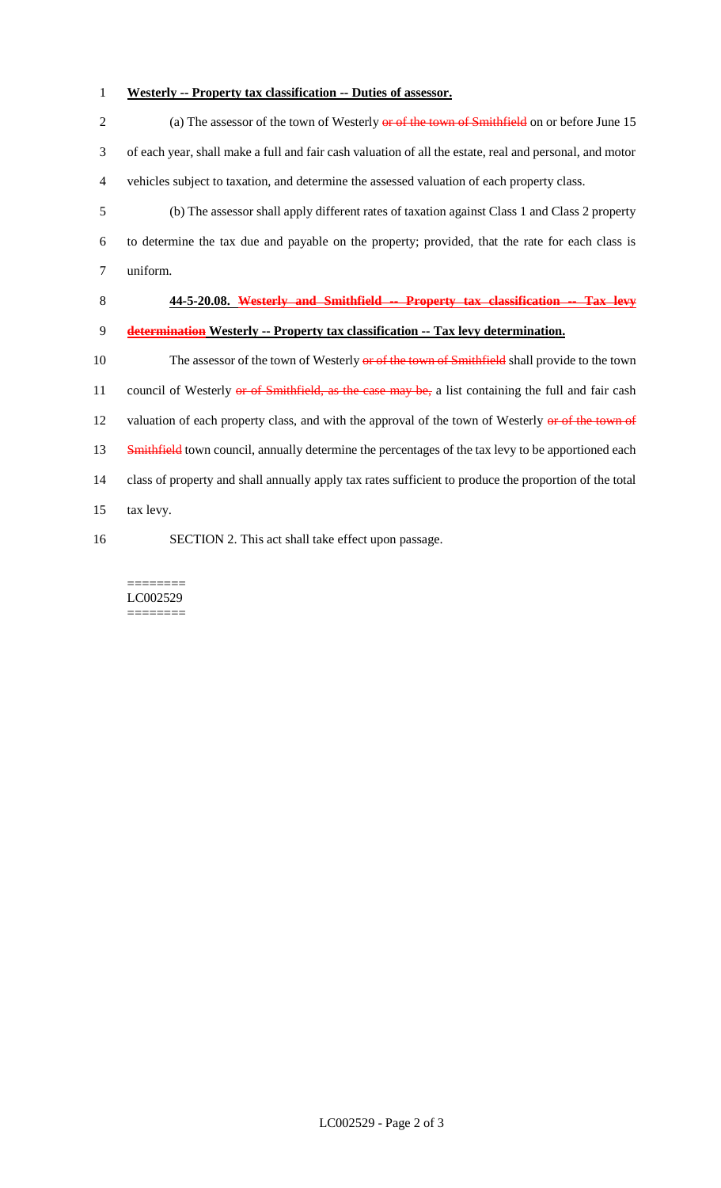**Westerly -- Property tax classification -- Duties of assessor.**

(a) The assessor of the town of Westerly ~~or of the town of Smithfield~~ on or before June 15 of each year, shall make a full and fair cash valuation of all the estate, real and personal, and motor vehicles subject to taxation, and determine the assessed valuation of each property class.

(b) The assessor shall apply different rates of taxation against Class 1 and Class 2 property to determine the tax due and payable on the property; provided, that the rate for each class is uniform.

**44-5-20.08. ~~Westerly and Smithfield -- Property tax classification -- Tax levy determination~~ Westerly -- Property tax classification -- Tax levy determination.**

The assessor of the town of Westerly ~~or of the town of Smithfield~~ shall provide to the town council of Westerly ~~or of Smithfield, as the case may be,~~ a list containing the full and fair cash valuation of each property class, and with the approval of the town of Westerly ~~or of the town of Smithfield~~ town council, annually determine the percentages of the tax levy to be apportioned each class of property and shall annually apply tax rates sufficient to produce the proportion of the total tax levy.

SECTION 2. This act shall take effect upon passage.

========
LC002529
========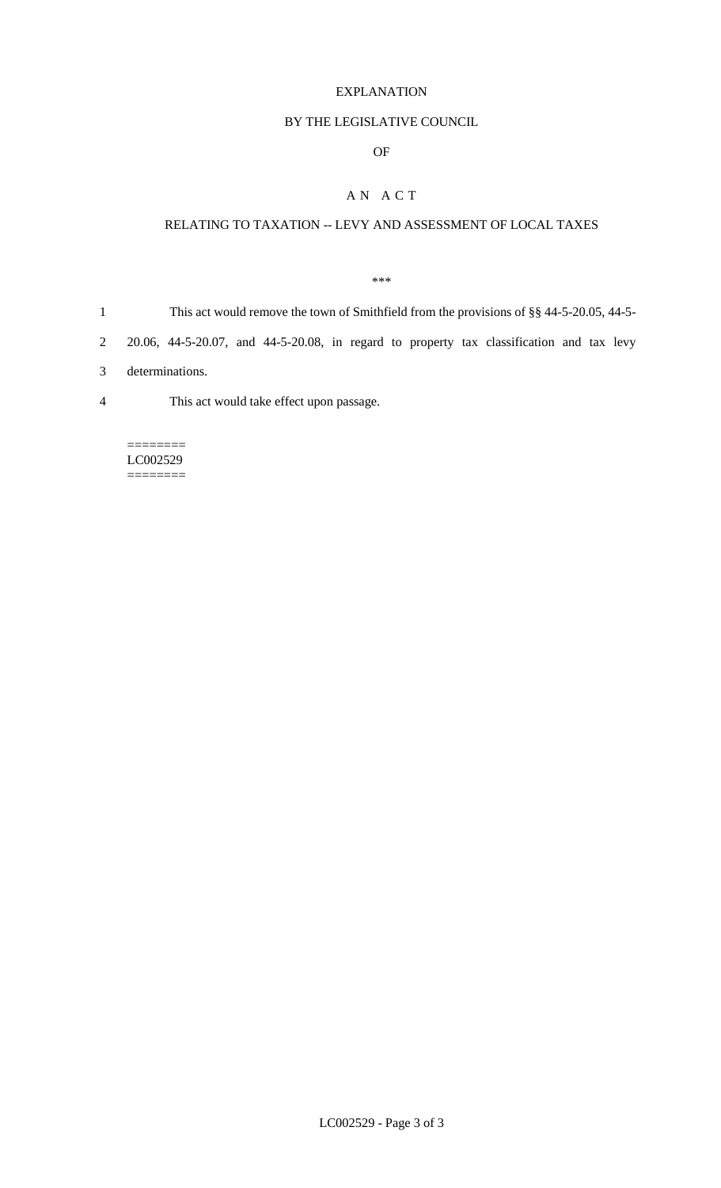EXPLANATION

BY THE LEGISLATIVE COUNCIL

OF

A N A C T

RELATING TO TAXATION -- LEVY AND ASSESSMENT OF LOCAL TAXES

\*\*\*

1 This act would remove the town of Smithfield from the provisions of §§ 44-5-20.05, 44-5-
2 20.06, 44-5-20.07, and 44-5-20.08, in regard to property tax classification and tax levy
3 determinations.

4 This act would take effect upon passage.

========
LC002529
========